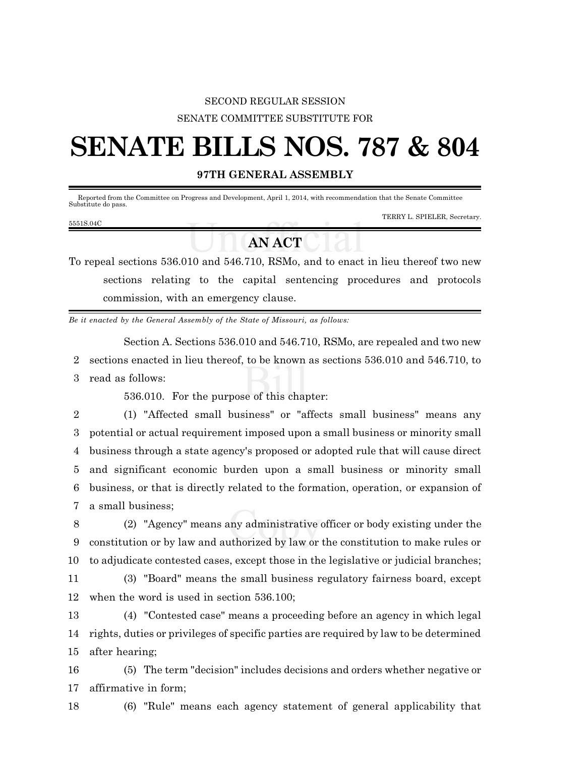SECOND REGULAR SESSION

SENATE COMMITTEE SUBSTITUTE FOR

# SENATE BILLS NOS. 787 & 804

**97TH GENERAL ASSEMBLY**

Reported from the Committee on Progress and Development, April 1, 2014, with recommendation that the Senate Committee Substitute do pass.

TERRY L. SPIELER, Secretary.

5551S.04C

## AN ACT

To repeal sections 536.010 and 546.710, RSMo, and to enact in lieu thereof two new sections relating to the capital sentencing procedures and protocols commission, with an emergency clause.

*Be it enacted by the General Assembly of the State of Missouri, as follows:*

Section A. Sections 536.010 and 546.710, RSMo, are repealed and two new sections enacted in lieu thereof, to be known as sections 536.010 and 546.710, to read as follows:

536.010. For the purpose of this chapter:

(1) "Affected small business" or "affects small business" means any potential or actual requirement imposed upon a small business or minority small business through a state agency's proposed or adopted rule that will cause direct and significant economic burden upon a small business or minority small business, or that is directly related to the formation, operation, or expansion of a small business;

(2) "Agency" means any administrative officer or body existing under the constitution or by law and authorized by law or the constitution to make rules or to adjudicate contested cases, except those in the legislative or judicial branches;

(3) "Board" means the small business regulatory fairness board, except when the word is used in section 536.100;

(4) "Contested case" means a proceeding before an agency in which legal rights, duties or privileges of specific parties are required by law to be determined after hearing;

(5) The term "decision" includes decisions and orders whether negative or affirmative in form;

(6) "Rule" means each agency statement of general applicability that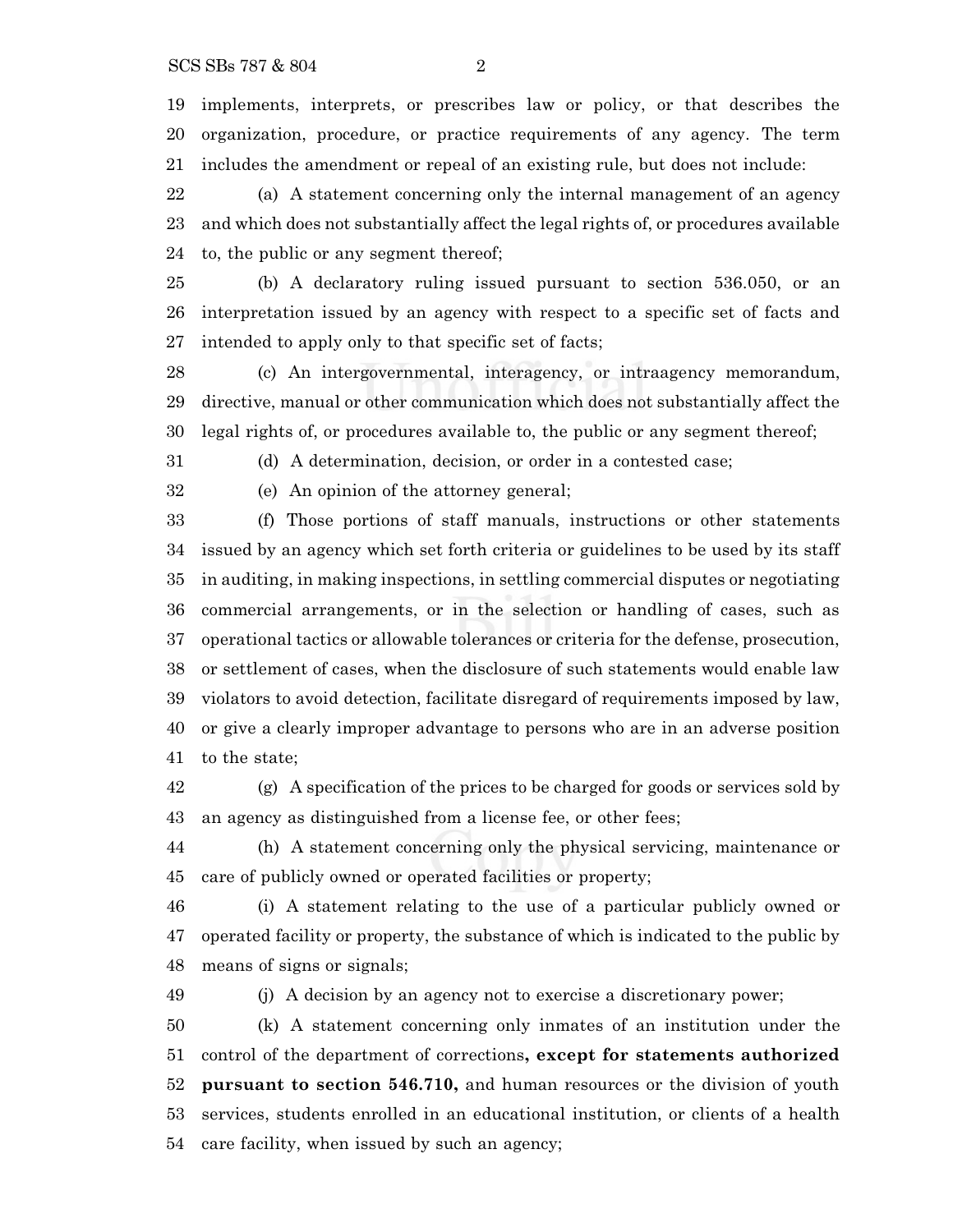implements, interprets, or prescribes law or policy, or that describes the organization, procedure, or practice requirements of any agency. The term includes the amendment or repeal of an existing rule, but does not include:

(a) A statement concerning only the internal management of an agency and which does not substantially affect the legal rights of, or procedures available to, the public or any segment thereof;

(b) A declaratory ruling issued pursuant to section 536.050, or an interpretation issued by an agency with respect to a specific set of facts and intended to apply only to that specific set of facts;

(c) An intergovernmental, interagency, or intraagency memorandum, directive, manual or other communication which does not substantially affect the legal rights of, or procedures available to, the public or any segment thereof;

(d) A determination, decision, or order in a contested case;

(e) An opinion of the attorney general;

(f) Those portions of staff manuals, instructions or other statements issued by an agency which set forth criteria or guidelines to be used by its staff in auditing, in making inspections, in settling commercial disputes or negotiating commercial arrangements, or in the selection or handling of cases, such as operational tactics or allowable tolerances or criteria for the defense, prosecution, or settlement of cases, when the disclosure of such statements would enable law violators to avoid detection, facilitate disregard of requirements imposed by law, or give a clearly improper advantage to persons who are in an adverse position to the state;

(g) A specification of the prices to be charged for goods or services sold by an agency as distinguished from a license fee, or other fees;

(h) A statement concerning only the physical servicing, maintenance or care of publicly owned or operated facilities or property;

(i) A statement relating to the use of a particular publicly owned or operated facility or property, the substance of which is indicated to the public by means of signs or signals;

(j) A decision by an agency not to exercise a discretionary power;

(k) A statement concerning only inmates of an institution under the control of the department of corrections**, except for statements authorized pursuant to section 546.710,** and human resources or the division of youth services, students enrolled in an educational institution, or clients of a health care facility, when issued by such an agency;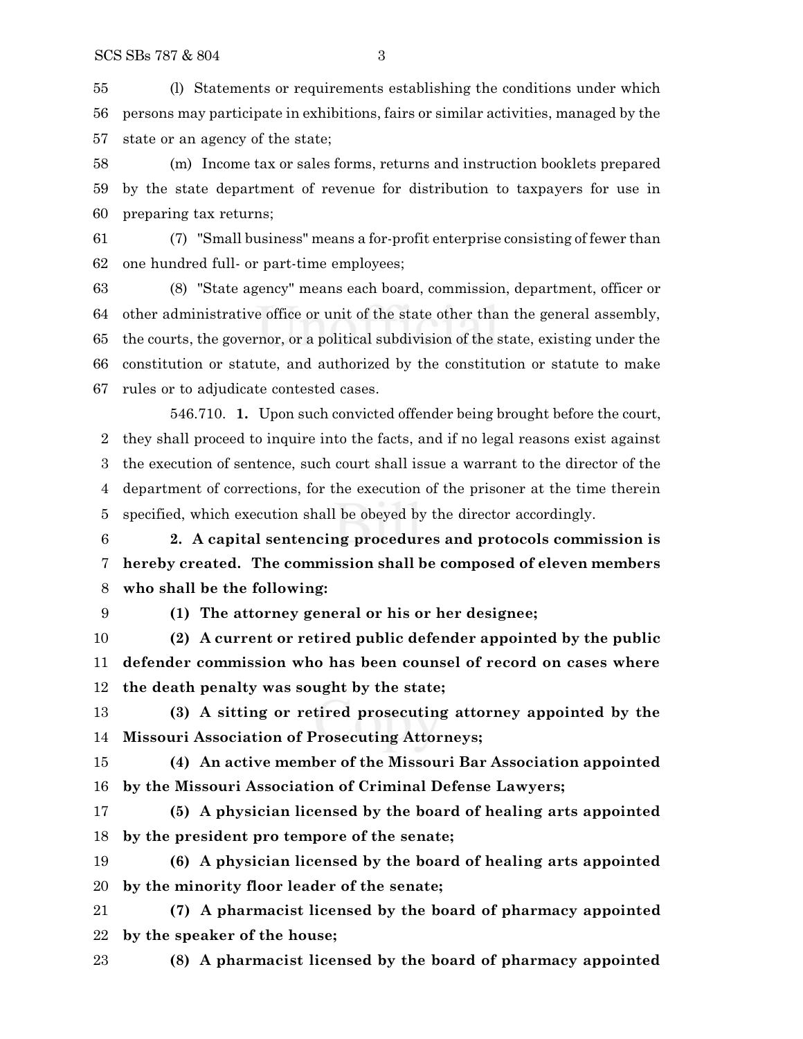(l) Statements or requirements establishing the conditions under which persons may participate in exhibitions, fairs or similar activities, managed by the state or an agency of the state;

(m) Income tax or sales forms, returns and instruction booklets prepared by the state department of revenue for distribution to taxpayers for use in preparing tax returns;

(7) "Small business" means a for-profit enterprise consisting of fewer than one hundred full- or part-time employees;

(8) "State agency" means each board, commission, department, officer or other administrative office or unit of the state other than the general assembly, the courts, the governor, or a political subdivision of the state, existing under the constitution or statute, and authorized by the constitution or statute to make rules or to adjudicate contested cases.

546.710. **1.** Upon such convicted offender being brought before the court, they shall proceed to inquire into the facts, and if no legal reasons exist against the execution of sentence, such court shall issue a warrant to the director of the department of corrections, for the execution of the prisoner at the time therein specified, which execution shall be obeyed by the director accordingly.

**2. A capital sentencing procedures and protocols commission is hereby created. The commission shall be composed of eleven members who shall be the following:**

**(1) The attorney general or his or her designee;**

**(2) A current or retired public defender appointed by the public defender commission who has been counsel of record on cases where the death penalty was sought by the state;**

**(3) A sitting or retired prosecuting attorney appointed by the Missouri Association of Prosecuting Attorneys;**

**(4) An active member of the Missouri Bar Association appointed by the Missouri Association of Criminal Defense Lawyers;**

**(5) A physician licensed by the board of healing arts appointed by the president pro tempore of the senate;**

**(6) A physician licensed by the board of healing arts appointed by the minority floor leader of the senate;**

**(7) A pharmacist licensed by the board of pharmacy appointed by the speaker of the house;**

**(8) A pharmacist licensed by the board of pharmacy appointed**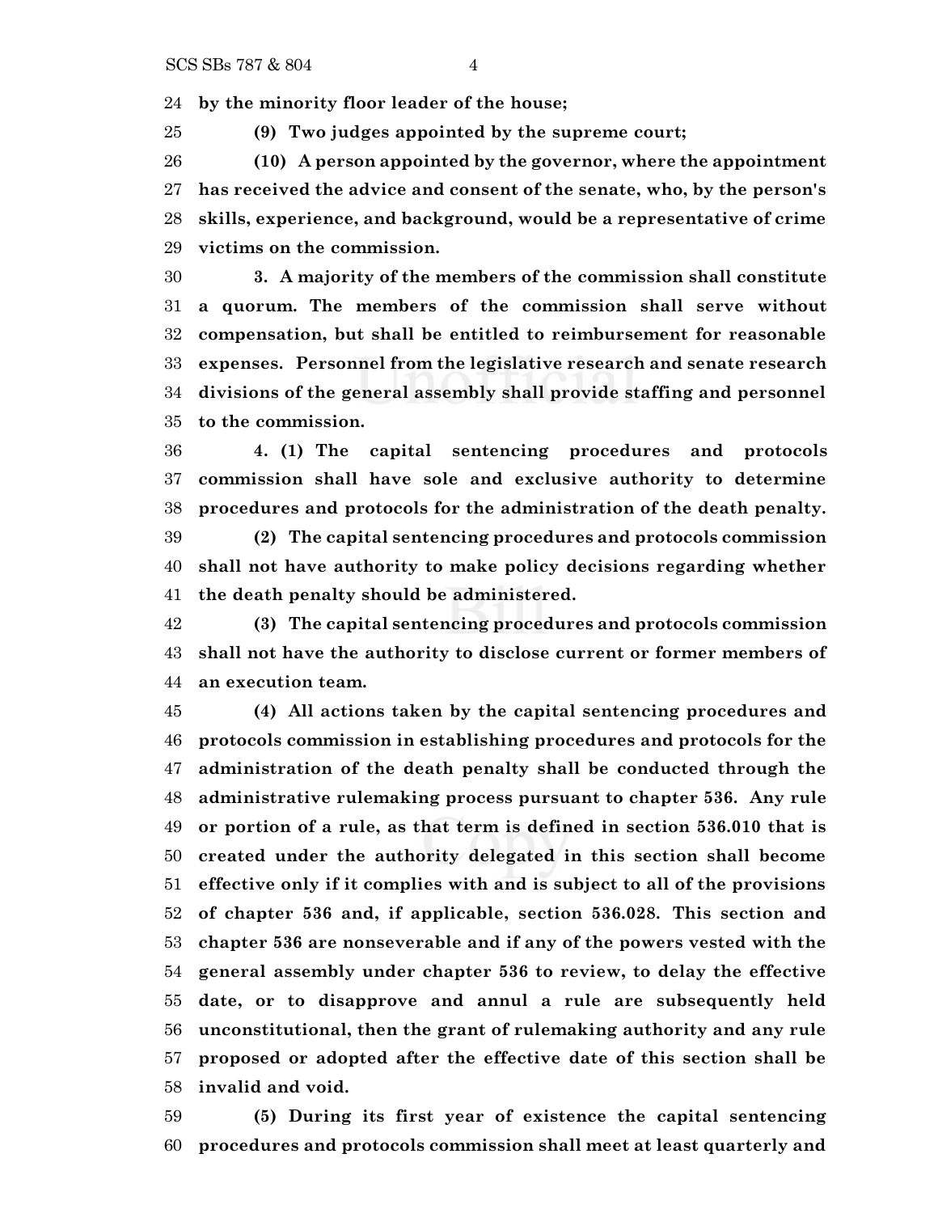**by the minority floor leader of the house;**

**(9) Two judges appointed by the supreme court;**

**(10) A person appointed by the governor, where the appointment has received the advice and consent of the senate, who, by the person's skills, experience, and background, would be a representative of crime victims on the commission.**

**3. A majority of the members of the commission shall constitute a quorum. The members of the commission shall serve without compensation, but shall be entitled to reimbursement for reasonable expenses. Personnel from the legislative research and senate research divisions of the general assembly shall provide staffing and personnel to the commission.**

**4. (1) The capital sentencing procedures and protocols commission shall have sole and exclusive authority to determine procedures and protocols for the administration of the death penalty.**

**(2) The capital sentencing procedures and protocols commission shall not have authority to make policy decisions regarding whether the death penalty should be administered.**

**(3) The capital sentencing procedures and protocols commission shall not have the authority to disclose current or former members of an execution team.**

**(4) All actions taken by the capital sentencing procedures and protocols commission in establishing procedures and protocols for the administration of the death penalty shall be conducted through the administrative rulemaking process pursuant to chapter 536. Any rule or portion of a rule, as that term is defined in section 536.010 that is created under the authority delegated in this section shall become effective only if it complies with and is subject to all of the provisions of chapter 536 and, if applicable, section 536.028. This section and chapter 536 are nonseverable and if any of the powers vested with the general assembly under chapter 536 to review, to delay the effective date, or to disapprove and annul a rule are subsequently held unconstitutional, then the grant of rulemaking authority and any rule proposed or adopted after the effective date of this section shall be invalid and void.**

**(5) During its first year of existence the capital sentencing procedures and protocols commission shall meet at least quarterly and**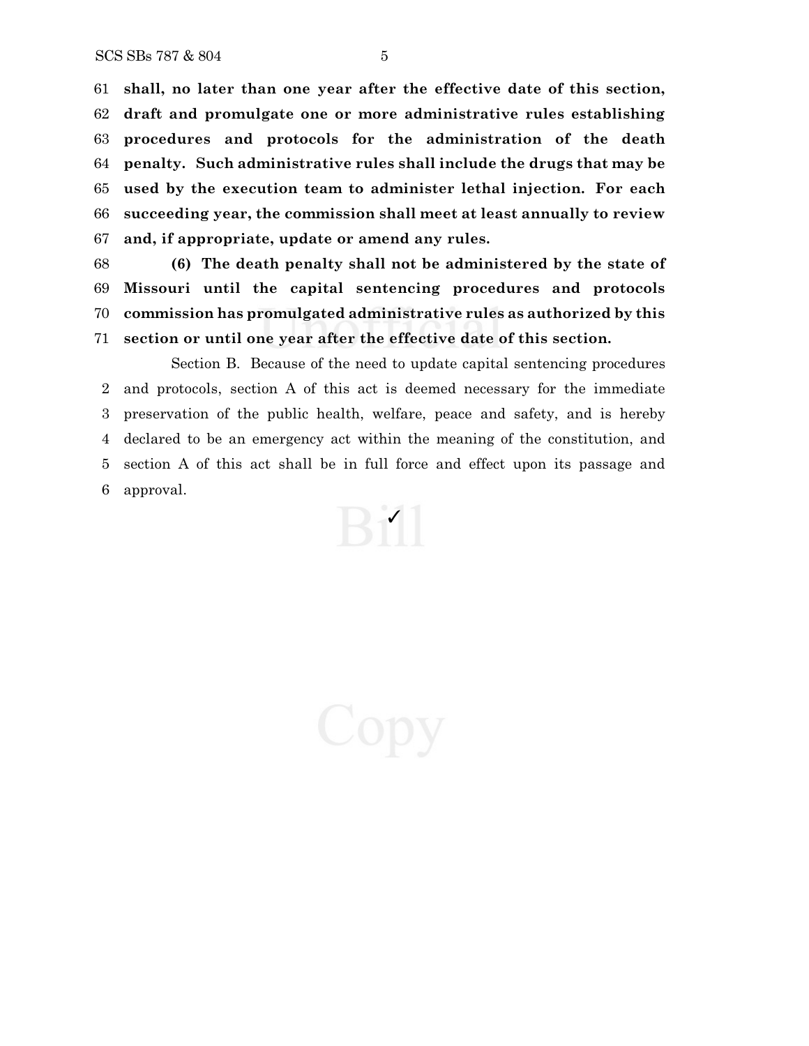61 **shall, no later than one year after the effective date of this section,**
62 **draft and promulgate one or more administrative rules establishing**
63 **procedures and protocols for the administration of the death**
64 **penalty. Such administrative rules shall include the drugs that may be**
65 **used by the execution team to administer lethal injection. For each**
66 **succeeding year, the commission shall meet at least annually to review**
67 **and, if appropriate, update or amend any rules.**

68 **(6) The death penalty shall not be administered by the state of**
69 **Missouri until the capital sentencing procedures and protocols**
70 **commission has promulgated administrative rules as authorized by this**
71 **section or until one year after the effective date of this section.**

Section B. Because of the need to update capital sentencing procedures
2 and protocols, section A of this act is deemed necessary for the immediate
3 preservation of the public health, welfare, peace and safety, and is hereby
4 declared to be an emergency act within the meaning of the constitution, and
5 section A of this act shall be in full force and effect upon its passage and
6 approval.

✓